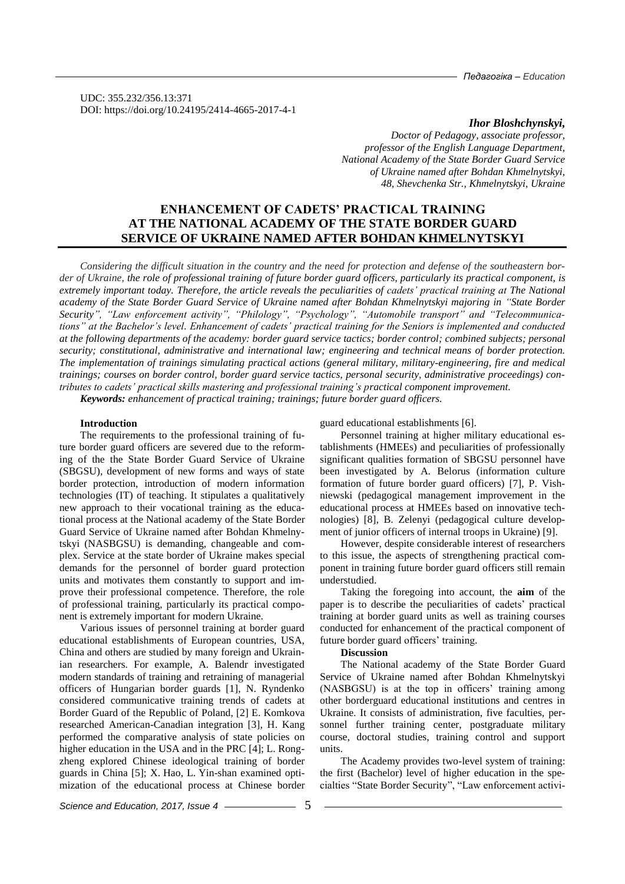UDC: 355.232/356.13:371
DOI: https://doi.org/10.24195/2414-4665-2017-4-1

***Ihor Bloshchynskyi,***

*Doctor of Pedagogy, associate professor,*
*professor of the English Language Department,*
*National Academy of the State Border Guard Service*
*of Ukraine named after Bohdan Khmelnytskyi,*
*48, Shevchenka Str., Khmelnytskyi, Ukraine*

# ENHANCEMENT OF CADETS' PRACTICAL TRAINING AT THE NATIONAL ACADEMY OF THE STATE BORDER GUARD SERVICE OF UKRAINE NAMED AFTER BOHDAN KHMELNYTSKYI

*Considering the difficult situation in the country and the need for protection and defense of the southeastern border of Ukraine, the role of professional training of future border guard officers, particularly its practical component, is extremely important today. Therefore, the article reveals the peculiarities of cadets' practical training at The National academy of the State Border Guard Service of Ukraine named after Bohdan Khmelnytskyi majoring in "State Border Security", "Law enforcement activity", "Philology", "Psychology", "Automobile transport" and "Telecommunications" at the Bachelor's level. Enhancement of cadets' practical training for the Seniors is implemented and conducted at the following departments of the academy: border guard service tactics; border control; combined subjects; personal security; constitutional, administrative and international law; engineering and technical means of border protection. The implementation of trainings simulating practical actions (general military, military-engineering, fire and medical trainings; courses on border control, border guard service tactics, personal security, administrative proceedings) contributes to cadets' practical skills mastering and professional training's practical component improvement.*

***Keywords:*** *enhancement of practical training; trainings; future border guard officers.*

**Introduction**

The requirements to the professional training of future border guard officers are severed due to the reforming of the the State Border Guard Service of Ukraine (SBGSU), development of new forms and ways of state border protection, introduction of modern information technologies (IT) of teaching. It stipulates a qualitatively new approach to their vocational training as the educational process at the National academy of the State Border Guard Service of Ukraine named after Bohdan Khmelnytskyi (NASBGSU) is demanding, changeable and complex. Service at the state border of Ukraine makes special demands for the personnel of border guard protection units and motivates them constantly to support and improve their professional competence. Therefore, the role of professional training, particularly its practical component is extremely important for modern Ukraine.

Various issues of personnel training at border guard educational establishments of European countries, USA, China and others are studied by many foreign and Ukrainian researchers. For example, A. Balendr investigated modern standards of training and retraining of managerial officers of Hungarian border guards [1], N. Ryndenko considered communicative training trends of cadets at Border Guard of the Republic of Poland, [2] E. Komkova researched American-Canadian integration [3], H. Kang performed the comparative analysis of state policies on higher education in the USA and in the PRC [4]; L. Rongzheng explored Chinese ideological training of border guards in China [5]; X. Hao, L. Yin-shan examined optimization of the educational process at Chinese border guard educational establishments [6].

Personnel training at higher military educational establishments (HMEEs) and peculiarities of professionally significant qualities formation of SBGSU personnel have been investigated by A. Belorus (information culture formation of future border guard officers) [7], P. Vishniewski (pedagogical management improvement in the educational process at HMEEs based on innovative technologies) [8], B. Zelenyi (pedagogical culture development of junior officers of internal troops in Ukraine) [9].

However, despite considerable interest of researchers to this issue, the aspects of strengthening practical component in training future border guard officers still remain understudied.

Taking the foregoing into account, the **aim** of the paper is to describe the peculiarities of cadets' practical training at border guard units as well as training courses conducted for enhancement of the practical component of future border guard officers' training.

**Discussion**

The National academy of the State Border Guard Service of Ukraine named after Bohdan Khmelnytskyi (NASBGSU) is at the top in officers' training among other borderguard educational institutions and centres in Ukraine. It consists of administration, five faculties, personnel further training center, postgraduate military course, doctoral studies, training control and support units.

The Academy provides two-level system of training: the first (Bachelor) level of higher education in the specialties "State Border Security", "Law enforcement activi-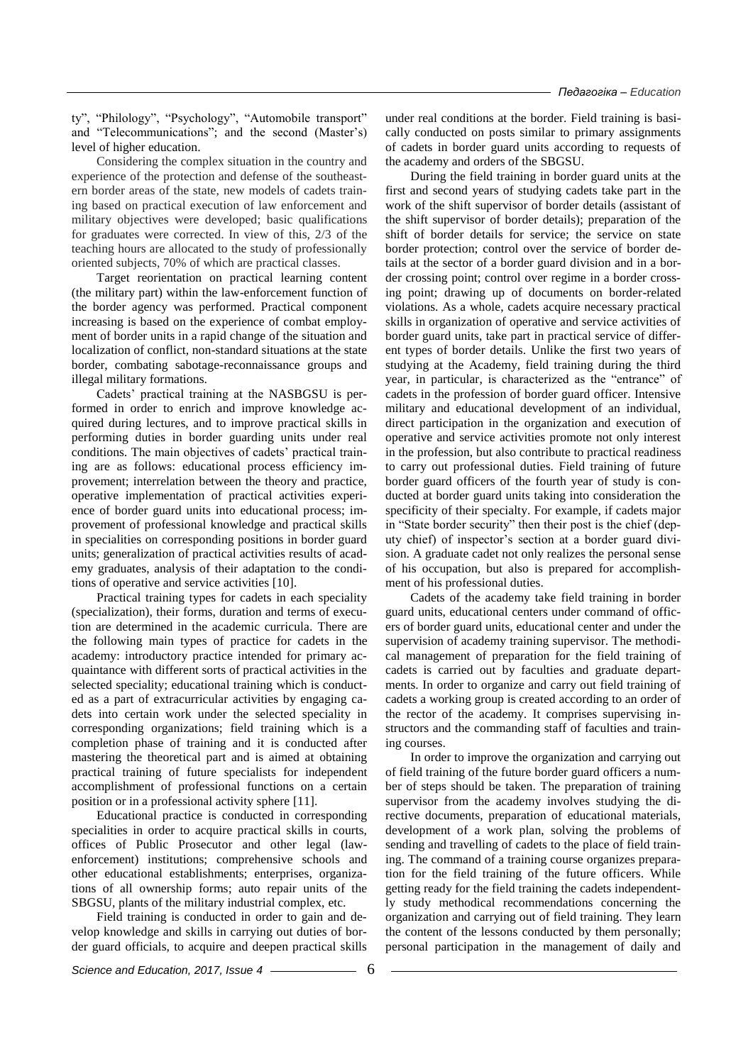ty", "Philology", "Psychology", "Automobile transport" and "Telecommunications"; and the second (Master's) level of higher education.

Considering the complex situation in the country and experience of the protection and defense of the southeastern border areas of the state, new models of cadets training based on practical execution of law enforcement and military objectives were developed; basic qualifications for graduates were corrected. In view of this, 2/3 of the teaching hours are allocated to the study of professionally oriented subjects, 70% of which are practical classes.

Target reorientation on practical learning content (the military part) within the law-enforcement function of the border agency was performed. Practical component increasing is based on the experience of combat employment of border units in a rapid change of the situation and localization of conflict, non-standard situations at the state border, combating sabotage-reconnaissance groups and illegal military formations.

Cadets' practical training at the NASBGSU is performed in order to enrich and improve knowledge acquired during lectures, and to improve practical skills in performing duties in border guarding units under real conditions. The main objectives of cadets' practical training are as follows: educational process efficiency improvement; interrelation between the theory and practice, operative implementation of practical activities experience of border guard units into educational process; improvement of professional knowledge and practical skills in specialities on corresponding positions in border guard units; generalization of practical activities results of academy graduates, analysis of their adaptation to the conditions of operative and service activities [10].

Practical training types for cadets in each speciality (specialization), their forms, duration and terms of execution are determined in the academic curricula. There are the following main types of practice for cadets in the academy: introductory practice intended for primary acquaintance with different sorts of practical activities in the selected speciality; educational training which is conducted as a part of extracurricular activities by engaging cadets into certain work under the selected speciality in corresponding organizations; field training which is a completion phase of training and it is conducted after mastering the theoretical part and is aimed at obtaining practical training of future specialists for independent accomplishment of professional functions on a certain position or in a professional activity sphere [11].

Educational practice is conducted in corresponding specialities in order to acquire practical skills in courts, offices of Public Prosecutor and other legal (law-enforcement) institutions; comprehensive schools and other educational establishments; enterprises, organizations of all ownership forms; auto repair units of the SBGSU, plants of the military industrial complex, etc.

Field training is conducted in order to gain and develop knowledge and skills in carrying out duties of border guard officials, to acquire and deepen practical skills under real conditions at the border. Field training is basically conducted on posts similar to primary assignments of cadets in border guard units according to requests of the academy and orders of the SBGSU.

During the field training in border guard units at the first and second years of studying cadets take part in the work of the shift supervisor of border details (assistant of the shift supervisor of border details); preparation of the shift of border details for service; the service on state border protection; control over the service of border details at the sector of a border guard division and in a border crossing point; control over regime in a border crossing point; drawing up of documents on border-related violations. As a whole, cadets acquire necessary practical skills in organization of operative and service activities of border guard units, take part in practical service of different types of border details. Unlike the first two years of studying at the Academy, field training during the third year, in particular, is characterized as the "entrance" of cadets in the profession of border guard officer. Intensive military and educational development of an individual, direct participation in the organization and execution of operative and service activities promote not only interest in the profession, but also contribute to practical readiness to carry out professional duties. Field training of future border guard officers of the fourth year of study is conducted at border guard units taking into consideration the specificity of their specialty. For example, if cadets major in "State border security" then their post is the chief (deputy chief) of inspector's section at a border guard division. A graduate cadet not only realizes the personal sense of his occupation, but also is prepared for accomplishment of his professional duties.

Cadets of the academy take field training in border guard units, educational centers under command of officers of border guard units, educational center and under the supervision of academy training supervisor. The methodical management of preparation for the field training of cadets is carried out by faculties and graduate departments. In order to organize and carry out field training of cadets a working group is created according to an order of the rector of the academy. It comprises supervising instructors and the commanding staff of faculties and training courses.

In order to improve the organization and carrying out of field training of the future border guard officers a number of steps should be taken. The preparation of training supervisor from the academy involves studying the directive documents, preparation of educational materials, development of a work plan, solving the problems of sending and travelling of cadets to the place of field training. The command of a training course organizes preparation for the field training of the future officers. While getting ready for the field training the cadets independently study methodical recommendations concerning the organization and carrying out of field training. They learn the content of the lessons conducted by them personally; personal participation in the management of daily and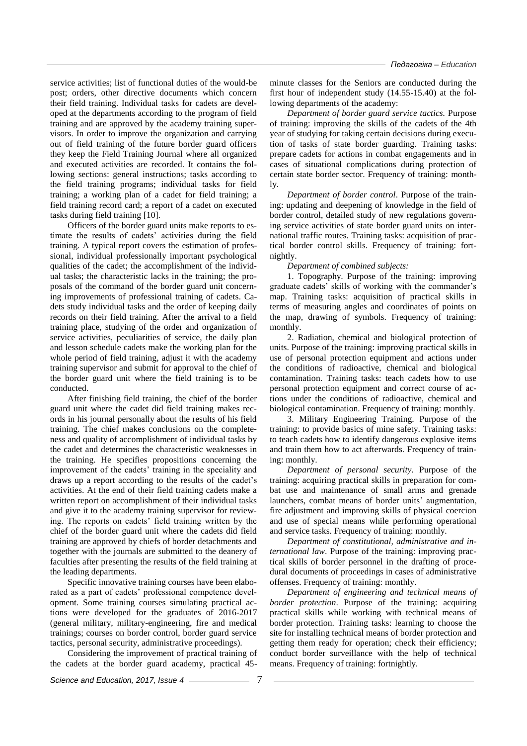service activities; list of functional duties of the would-be post; orders, other directive documents which concern their field training. Individual tasks for cadets are developed at the departments according to the program of field training and are approved by the academy training supervisors. In order to improve the organization and carrying out of field training of the future border guard officers they keep the Field Training Journal where all organized and executed activities are recorded. It contains the following sections: general instructions; tasks according to the field training programs; individual tasks for field training; a working plan of a cadet for field training; a field training record card; a report of a cadet on executed tasks during field training [10].

Officers of the border guard units make reports to estimate the results of cadets' activities during the field training. A typical report covers the estimation of professional, individual professionally important psychological qualities of the cadet; the accomplishment of the individual tasks; the characteristic lacks in the training; the proposals of the command of the border guard unit concerning improvements of professional training of cadets. Cadets study individual tasks and the order of keeping daily records on their field training. After the arrival to a field training place, studying of the order and organization of service activities, peculiarities of service, the daily plan and lesson schedule cadets make the working plan for the whole period of field training, adjust it with the academy training supervisor and submit for approval to the chief of the border guard unit where the field training is to be conducted.

After finishing field training, the chief of the border guard unit where the cadet did field training makes records in his journal personally about the results of his field training. The chief makes conclusions on the completeness and quality of accomplishment of individual tasks by the cadet and determines the characteristic weaknesses in the training. He specifies propositions concerning the improvement of the cadets' training in the speciality and draws up a report according to the results of the cadet's activities. At the end of their field training cadets make a written report on accomplishment of their individual tasks and give it to the academy training supervisor for reviewing. The reports on cadets' field training written by the chief of the border guard unit where the cadets did field training are approved by chiefs of border detachments and together with the journals are submitted to the deanery of faculties after presenting the results of the field training at the leading departments.

Specific innovative training courses have been elaborated as a part of cadets' professional competence development. Some training courses simulating practical actions were developed for the graduates of 2016-2017 (general military, military-engineering, fire and medical trainings; courses on border control, border guard service tactics, personal security, administrative proceedings).

Considering the improvement of practical training of the cadets at the border guard academy, practical 45-minute classes for the Seniors are conducted during the first hour of independent study (14.55-15.40) at the following departments of the academy:

*Department of border guard service tactics.* Purpose of training: improving the skills of the cadets of the 4th year of studying for taking certain decisions during execution of tasks of state border guarding. Training tasks: prepare cadets for actions in combat engagements and in cases of situational complications during protection of certain state border sector. Frequency of training: monthly.

*Department of border control*. Purpose of the training: updating and deepening of knowledge in the field of border control, detailed study of new regulations governing service activities of state border guard units on international traffic routes. Training tasks: acquisition of practical border control skills. Frequency of training: fortnightly.

*Department of combined subjects:*

1. Topography. Purpose of the training: improving graduate cadets' skills of working with the commander's map. Training tasks: acquisition of practical skills in terms of measuring angles and coordinates of points on the map, drawing of symbols. Frequency of training: monthly.

2. Radiation, chemical and biological protection of units. Purpose of the training: improving practical skills in use of personal protection equipment and actions under the conditions of radioactive, chemical and biological contamination. Training tasks: teach cadets how to use personal protection equipment and correct course of actions under the conditions of radioactive, chemical and biological contamination. Frequency of training: monthly.

3. Military Engineering Training. Purpose of the training: to provide basics of mine safety. Training tasks: to teach cadets how to identify dangerous explosive items and train them how to act afterwards. Frequency of training: monthly.

*Department of personal security*. Purpose of the training: acquiring practical skills in preparation for combat use and maintenance of small arms and grenade launchers, combat means of border units' augmentation, fire adjustment and improving skills of physical coercion and use of special means while performing operational and service tasks. Frequency of training: monthly.

*Department of constitutional, administrative and international law*. Purpose of the training: improving practical skills of border personnel in the drafting of procedural documents of proceedings in cases of administrative offenses. Frequency of training: monthly.

*Department of engineering and technical means of border protection*. Purpose of the training: acquiring practical skills while working with technical means of border protection. Training tasks: learning to choose the site for installing technical means of border protection and getting them ready for operation; check their efficiency; conduct border surveillance with the help of technical means. Frequency of training: fortnightly.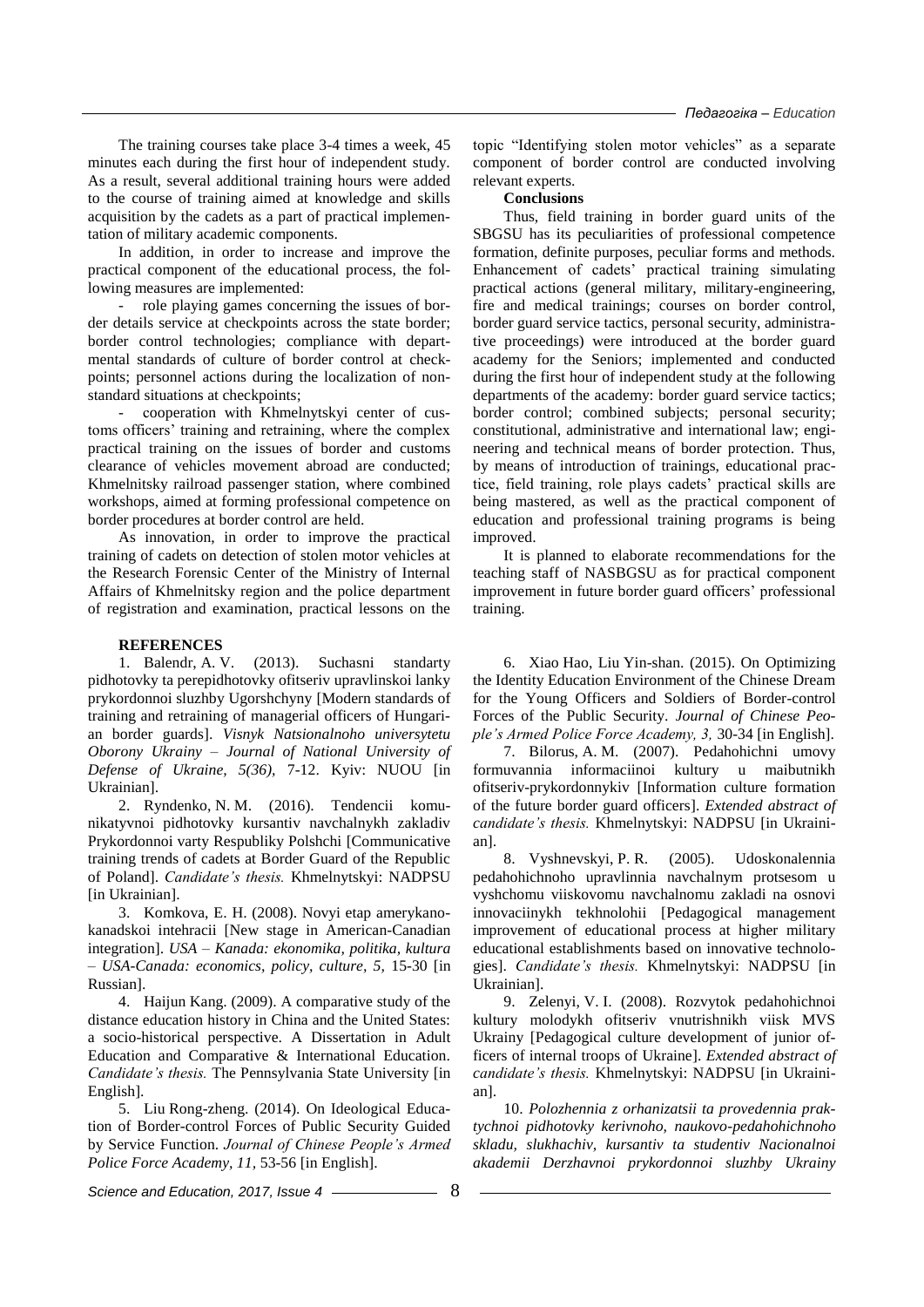The training courses take place 3-4 times a week, 45 minutes each during the first hour of independent study. As a result, several additional training hours were added to the course of training aimed at knowledge and skills acquisition by the cadets as a part of practical implementation of military academic components.

In addition, in order to increase and improve the practical component of the educational process, the following measures are implemented:

- role playing games concerning the issues of border details service at checkpoints across the state border; border control technologies; compliance with departmental standards of culture of border control at checkpoints; personnel actions during the localization of non-standard situations at checkpoints;
- cooperation with Khmelnytskyi center of customs officers' training and retraining, where the complex practical training on the issues of border and customs clearance of vehicles movement abroad are conducted; Khmelnitsky railroad passenger station, where combined workshops, aimed at forming professional competence on border procedures at border control are held.

As innovation, in order to improve the practical training of cadets on detection of stolen motor vehicles at the Research Forensic Center of the Ministry of Internal Affairs of Khmelnitsky region and the police department of registration and examination, practical lessons on the topic "Identifying stolen motor vehicles" as a separate component of border control are conducted involving relevant experts.

**Conclusions**

Thus, field training in border guard units of the SBGSU has its peculiarities of professional competence formation, definite purposes, peculiar forms and methods. Enhancement of cadets' practical training simulating practical actions (general military, military-engineering, fire and medical trainings; courses on border control, border guard service tactics, personal security, administrative proceedings) were introduced at the border guard academy for the Seniors; implemented and conducted during the first hour of independent study at the following departments of the academy: border guard service tactics; border control; combined subjects; personal security; constitutional, administrative and international law; engineering and technical means of border protection. Thus, by means of introduction of trainings, educational practice, field training, role plays cadets' practical skills are being mastered, as well as the practical component of education and professional training programs is being improved.

It is planned to elaborate recommendations for the teaching staff of NASBGSU as for practical component improvement in future border guard officers' professional training.

**REFERENCES**

1. Balendr, A. V. (2013). Suchasni standarty pidhotovky ta perepidhotovky ofitseriv upravlinskoi lanky prykordonnoi sluzhby Ugorshchyny [Modern standards of training and retraining of managerial officers of Hungarian border guards]. *Visnyk Natsionalnoho universytetu Oborony Ukrainy – Journal of National University of Defense of Ukraine, 5(36),* 7-12. Kyiv: NUOU [in Ukrainian].

2. Ryndenko, N. M. (2016). Tendencii komunikatyvnoi pidhotovky kursantiv navchalnykh zakladiv Prykordonnoi varty Respubliky Polshchi [Communicative training trends of cadets at Border Guard of the Republic of Poland]. *Candidate's thesis.* Khmelnytskyi: NADPSU [in Ukrainian].

3. Komkova, E. H. (2008). Novyi etap amerykano-kanadskoi intehracii [New stage in American-Canadian integration]. *USA – Kanada: ekonomika, politika, kultura – USA-Canada: economics, policy, culture, 5,* 15-30 [in Russian].

4. Haijun Kang. (2009). A comparative study of the distance education history in China and the United States: a socio-historical perspective. A Dissertation in Adult Education and Comparative & International Education. *Candidate's thesis.* The Pennsylvania State University [in English].

5. Liu Rong-zheng. (2014). On Ideological Education of Border-control Forces of Public Security Guided by Service Function. *Journal of Chinese People's Armed Police Force Academy, 11,* 53-56 [in English].

6. Xiao Hao, Liu Yin-shan. (2015). On Optimizing the Identity Education Environment of the Chinese Dream for the Young Officers and Soldiers of Border-control Forces of the Public Security. *Journal of Chinese People's Armed Police Force Academy, 3,* 30-34 [in English].

7. Bilorus, A. M. (2007). Pedahohichni umovy formuvannia informaciinoi kultury u maibutnikh ofitseriv-prykordonnykiv [Information culture formation of the future border guard officers]. *Extended abstract of candidate's thesis.* Khmelnytskyi: NADPSU [in Ukrainian].

8. Vyshnevskyi, P. R. (2005). Udoskonalennia pedahohichnoho upravlinnia navchalnym protsesom u vyshchomu viiskovomu navchalnomu zakladi na osnovi innovaciinykh tekhnolohii [Pedagogical management improvement of educational process at higher military educational establishments based on innovative technologies]. *Candidate's thesis.* Khmelnytskyi: NADPSU [in Ukrainian].

9. Zelenyi, V. I. (2008). Rozvytok pedahohichnoi kultury molodykh ofitseriv vnutrishnikh viisk MVS Ukrainy [Pedagogical culture development of junior officers of internal troops of Ukraine]. *Extended abstract of candidate's thesis.* Khmelnytskyi: NADPSU [in Ukrainian].

10. *Polozhennia z orhanizatsii ta provedennia praktychnoi pidhotovky kerivnoho, naukovo-pedahohichnoho skladu, slukhachiv, kursantiv ta studentiv Nacionalnoi akademii Derzhavnoi prykordonnoi sluzhby Ukrainy*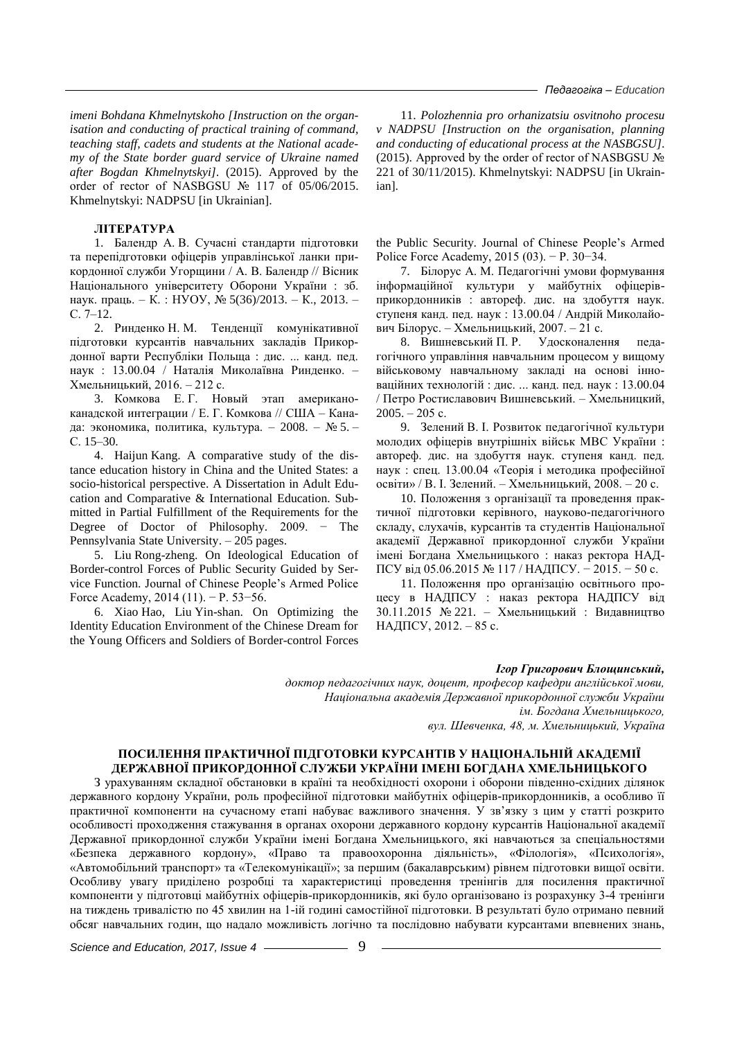*imeni Bohdana Khmelnytskoho [Instruction on the organisation and conducting of practical training of command, teaching staff, cadets and students at the National academy of the State border guard service of Ukraine named after Bogdan Khmelnytskyi]*. (2015). Approved by the order of rector of NASBGSU № 117 of 05/06/2015. Khmelnytskyi: NADPSU [in Ukrainian].

11. *Polozhennia pro orhanizatsiu osvitnoho procesu v NADPSU [Instruction on the organisation, planning and conducting of educational process at the NASBGSU]*. (2015). Approved by the order of rector of NASBGSU № 221 of 30/11/2015). Khmelnytskyi: NADPSU [in Ukrainian].

**ЛІТЕРАТУРА**

1. Балендр А. В. Сучасні стандарти підготовки та перепідготовки офіцерів управлінської ланки прикордонної служби Угорщини / А. В. Балендр // Вісник Національного університету Оборони України : зб. наук. праць. – К. : НУОУ, № 5(36)/2013. – К., 2013. – С. 7–12.

2. Ринденко Н. М. Тенденції комунікативної підготовки курсантів навчальних закладів Прикордонної варти Республіки Польща : дис. ... канд. пед. наук : 13.00.04 / Наталія Миколаївна Ринденко. – Хмельницький, 2016. – 212 с.

3. Комкова Е. Г. Новый этап американо-канадской интеграции / Е. Г. Комкова // США – Канада: экономика, политика, культура. – 2008. – № 5. – С. 15–30.

4. Haijun Kang. A comparative study of the distance education history in China and the United States: a socio-historical perspective. A Dissertation in Adult Education and Comparative & International Education. Submitted in Partial Fulfillment of the Requirements for the Degree of Doctor of Philosophy. 2009. − The Pennsylvania State University. – 205 pages.

5. Liu Rong-zheng. On Ideological Education of Border-control Forces of Public Security Guided by Service Function. Journal of Chinese People's Armed Police Force Academy, 2014 (11). − P. 53−56.

6. Xiao Hao, Liu Yin-shan. On Optimizing the Identity Education Environment of the Chinese Dream for the Young Officers and Soldiers of Border-control Forces the Public Security. Journal of Chinese People's Armed Police Force Academy, 2015 (03). − P. 30−34.

7. Білорус А. М. Педагогічні умови формування інформаційної культури у майбутніх офіцерів-прикордонників : автореф. дис. на здобуття наук. ступеня канд. пед. наук : 13.00.04 / Андрій Миколайович Білорус. – Хмельницький, 2007. – 21 с.

8. Вишневський П. Р. Удосконалення педагогічного управління навчальним процесом у вищому військовому навчальному закладі на основі інноваційних технологій : дис. ... канд. пед. наук : 13.00.04 / Петро Ростиславович Вишневський. – Хмельницкий, 2005. – 205 с.

9. Зелений В. І. Розвиток педагогічної культури молодих офіцерів внутрішніх військ МВС України : автореф. дис. на здобуття наук. ступеня канд. пед. наук : спец. 13.00.04 «Теорія і методика професійної освіти» / В. І. Зелений. – Хмельницький, 2008. – 20 с.

10. Положення з організації та проведення практичної підготовки керівного, науково-педагогічного складу, слухачів, курсантів та студентів Національної академії Державної прикордонної служби України імені Богдана Хмельницького : наказ ректора НАДПСУ від 05.06.2015 № 117 / НАДПСУ. − 2015. − 50 с.

11. Положення про організацію освітнього процесу в НАДПСУ : наказ ректора НАДПСУ від 30.11.2015 № 221. – Хмельницький : Видавництво НАДПСУ, 2012. – 85 с.

***Ігор Григорович Блощинський,***
*доктор педагогічних наук, доцент, професор кафедри англійської мови,*
*Національна академія Державної прикордонної служби України*
*ім. Богдана Хмельницького,*
*вул. Шевченка, 48, м. Хмельницький, Україна*

## ПОСИЛЕННЯ ПРАКТИЧНОЇ ПІДГОТОВКИ КУРСАНТІВ У НАЦІОНАЛЬНІЙ АКАДЕМІЇ ДЕРЖАВНОЇ ПРИКОРДОННОЇ СЛУЖБИ УКРАЇНИ ІМЕНІ БОГДАНА ХМЕЛЬНИЦЬКОГО

З урахуванням складної обстановки в країні та необхідності охорони і оборони південно-східних ділянок державного кордону України, роль професійної підготовки майбутніх офіцерів-прикордонників, а особливо її практичної компоненти на сучасному етапі набуває важливого значення. У зв'язку з цим у статті розкрито особливості проходження стажування в органах охорони державного кордону курсантів Національної академії Державної прикордонної служби України імені Богдана Хмельницького, які навчаються за спеціальностями «Безпека державного кордону», «Право та правоохоронна діяльність», «Філологія», «Психологія», «Автомобільний транспорт» та «Телекомунікації»; за першим (бакалаврським) рівнем підготовки вищої освіти. Особливу увагу приділено розробці та характеристиці проведення тренінгів для посилення практичної компоненти у підготовці майбутніх офіцерів-прикордонників, які було організовано із розрахунку 3-4 тренінги на тиждень тривалістю по 45 хвилин на 1-ій годині самостійної підготовки. В результаті було отримано певний обсяг навчальних годин, що надало можливість логічно та послідовно набувати курсантами впевнених знань,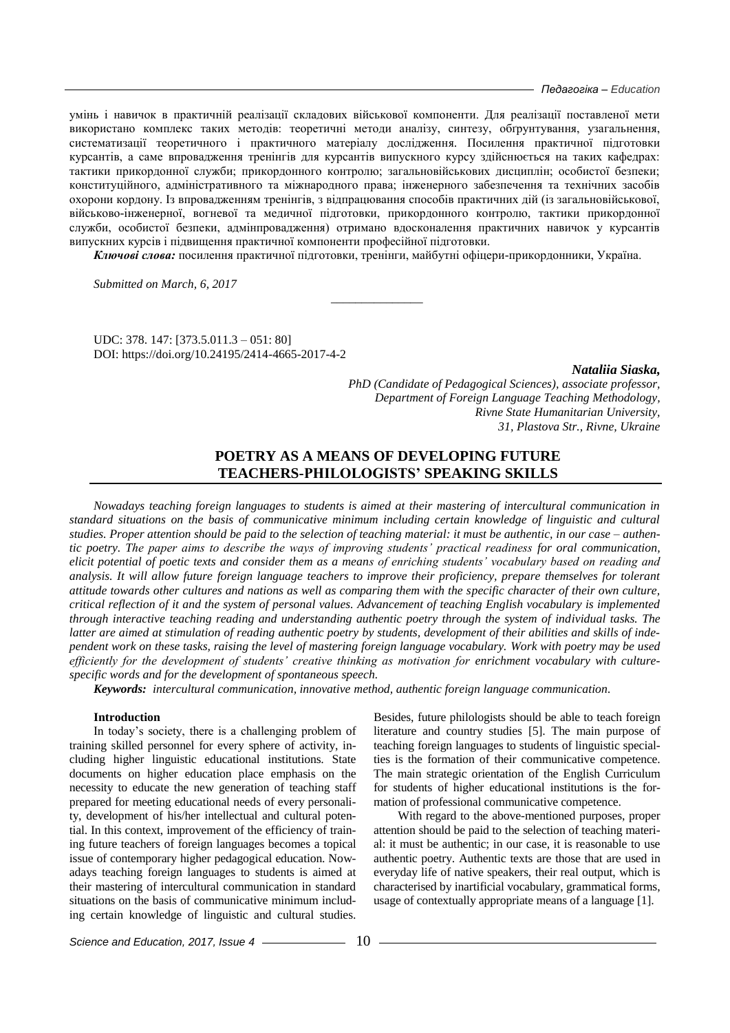умінь і навичок в практичній реалізації складових військової компоненти. Для реалізації поставленої мети використано комплекс таких методів: теоретичні методи аналізу, синтезу, обґрунтування, узагальнення, систематизації теоретичного і практичного матеріалу дослідження. Посилення практичної підготовки курсантів, а саме впровадження тренінгів для курсантів випускного курсу здійснюється на таких кафедрах: тактики прикордонної служби; прикордонного контролю; загальновійськових дисциплін; особистої безпеки; конституційного, адміністративного та міжнародного права; інженерного забезпечення та технічних засобів охорони кордону. Із впровадженням тренінгів, з відпрацювання способів практичних дій (із загальновійськової, військово-інженерної, вогневої та медичної підготовки, прикордонного контролю, тактики прикордонної служби, особистої безпеки, адмінпровадження) отримано вдосконалення практичних навичок у курсантів випускних курсів і підвищення практичної компоненти професійної підготовки.

***Ключові слова:*** посилення практичної підготовки, тренінги, майбутні офіцери-прикордонники, Україна.

*Submitted on March, 6, 2017*

---

UDC: 378. 147: [373.5.011.3 – 051: 80]
DOI: https://doi.org/10.24195/2414-4665-2017-4-2

***Nataliia Siaska,***
*PhD (Candidate of Pedagogical Sciences), associate professor,*
*Department of Foreign Language Teaching Methodology,*
*Rivne State Humanitarian University,*
*31, Plastova Str., Rivne, Ukraine*

# POETRY AS A MEANS OF DEVELOPING FUTURE TEACHERS-PHILOLOGISTS' SPEAKING SKILLS

*Nowadays teaching foreign languages to students is aimed at their mastering of intercultural communication in standard situations on the basis of communicative minimum including certain knowledge of linguistic and cultural studies. Proper attention should be paid to the selection of teaching material: it must be authentic, in our case – authentic poetry. The paper aims to describe the ways of improving students' practical readiness for oral communication, elicit potential of poetic texts and consider them as a means of enriching students' vocabulary based on reading and analysis. It will allow future foreign language teachers to improve their proficiency, prepare themselves for tolerant attitude towards other cultures and nations as well as comparing them with the specific character of their own culture, critical reflection of it and the system of personal values. Advancement of teaching English vocabulary is implemented through interactive teaching reading and understanding authentic poetry through the system of individual tasks. The latter are aimed at stimulation of reading authentic poetry by students, development of their abilities and skills of independent work on these tasks, raising the level of mastering foreign language vocabulary. Work with poetry may be used efficiently for the development of students' creative thinking as motivation for enrichment vocabulary with culture-specific words and for the development of spontaneous speech.*

***Keywords:*** *intercultural communication, innovative method, authentic foreign language communication.*

## Introduction

In today's society, there is a challenging problem of training skilled personnel for every sphere of activity, including higher linguistic educational institutions. State documents on higher education place emphasis on the necessity to educate the new generation of teaching staff prepared for meeting educational needs of every personality, development of his/her intellectual and cultural potential. In this context, improvement of the efficiency of training future teachers of foreign languages becomes a topical issue of contemporary higher pedagogical education. Nowadays teaching foreign languages to students is aimed at their mastering of intercultural communication in standard situations on the basis of communicative minimum including certain knowledge of linguistic and cultural studies. Besides, future philologists should be able to teach foreign literature and country studies [5]. The main purpose of teaching foreign languages to students of linguistic specialties is the formation of their communicative competence. The main strategic orientation of the English Curriculum for students of higher educational institutions is the formation of professional communicative competence.

With regard to the above-mentioned purposes, proper attention should be paid to the selection of teaching material: it must be authentic; in our case, it is reasonable to use authentic poetry. Authentic texts are those that are used in everyday life of native speakers, their real output, which is characterised by inartificial vocabulary, grammatical forms, usage of contextually appropriate means of a language [1].